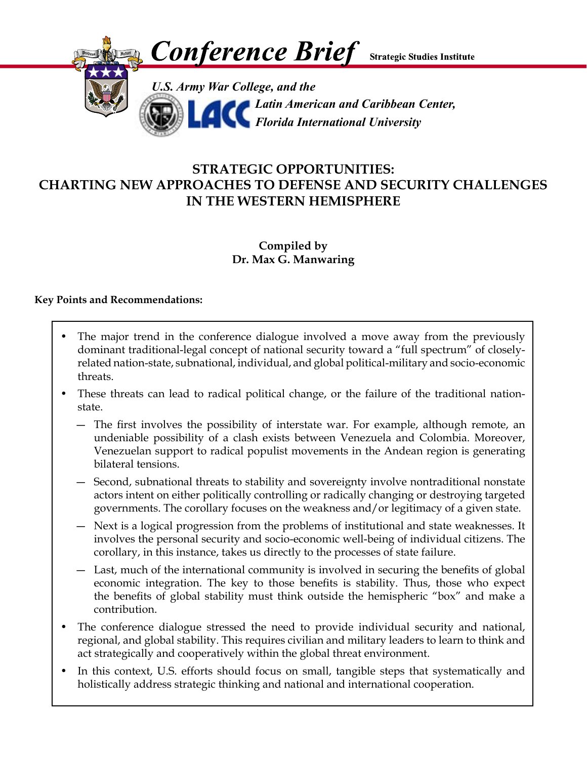# Conference Brief

**Strategic Studies Institute**

*U.S. Army War College, and the*
*Latin American and Caribbean Center, Florida International University*

## STRATEGIC OPPORTUNITIES: CHARTING NEW APPROACHES TO DEFENSE AND SECURITY CHALLENGES IN THE WESTERN HEMISPHERE

**Compiled by**
**Dr. Max G. Manwaring**

**Key Points and Recommendations:**

- The major trend in the conference dialogue involved a move away from the previously dominant traditional-legal concept of national security toward a "full spectrum" of closely-related nation-state, subnational, individual, and global political-military and socio-economic threats.
- These threats can lead to radical political change, or the failure of the traditional nation-state.
  - The first involves the possibility of interstate war. For example, although remote, an undeniable possibility of a clash exists between Venezuela and Colombia. Moreover, Venezuelan support to radical populist movements in the Andean region is generating bilateral tensions.
  - Second, subnational threats to stability and sovereignty involve nontraditional nonstate actors intent on either politically controlling or radically changing or destroying targeted governments. The corollary focuses on the weakness and/or legitimacy of a given state.
  - Next is a logical progression from the problems of institutional and state weaknesses. It involves the personal security and socio-economic well-being of individual citizens. The corollary, in this instance, takes us directly to the processes of state failure.
  - Last, much of the international community is involved in securing the benefits of global economic integration. The key to those benefits is stability. Thus, those who expect the benefits of global stability must think outside the hemispheric "box" and make a contribution.
- The conference dialogue stressed the need to provide individual security and national, regional, and global stability. This requires civilian and military leaders to learn to think and act strategically and cooperatively within the global threat environment.
- In this context, U.S. efforts should focus on small, tangible steps that systematically and holistically address strategic thinking and national and international cooperation.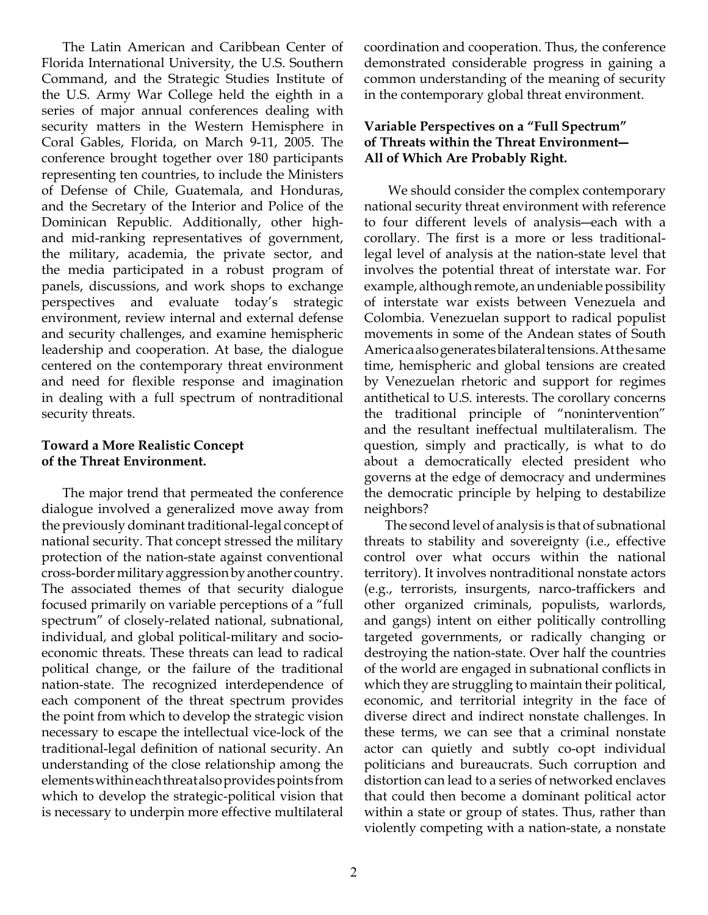The Latin American and Caribbean Center of Florida International University, the U.S. Southern Command, and the Strategic Studies Institute of the U.S. Army War College held the eighth in a series of major annual conferences dealing with security matters in the Western Hemisphere in Coral Gables, Florida, on March 9-11, 2005. The conference brought together over 180 participants representing ten countries, to include the Ministers of Defense of Chile, Guatemala, and Honduras, and the Secretary of the Interior and Police of the Dominican Republic. Additionally, other high- and mid-ranking representatives of government, the military, academia, the private sector, and the media participated in a robust program of panels, discussions, and work shops to exchange perspectives and evaluate today's strategic environment, review internal and external defense and security challenges, and examine hemispheric leadership and cooperation. At base, the dialogue centered on the contemporary threat environment and need for flexible response and imagination in dealing with a full spectrum of nontraditional security threats.

**Toward a More Realistic Concept of the Threat Environment.**

The major trend that permeated the conference dialogue involved a generalized move away from the previously dominant traditional-legal concept of national security. That concept stressed the military protection of the nation-state against conventional cross-border military aggression by another country. The associated themes of that security dialogue focused primarily on variable perceptions of a "full spectrum" of closely-related national, subnational, individual, and global political-military and socio-economic threats. These threats can lead to radical political change, or the failure of the traditional nation-state. The recognized interdependence of each component of the threat spectrum provides the point from which to develop the strategic vision necessary to escape the intellectual vice-lock of the traditional-legal definition of national security. An understanding of the close relationship among the elements within each threat also provides points from which to develop the strategic-political vision that is necessary to underpin more effective multilateral coordination and cooperation. Thus, the conference demonstrated considerable progress in gaining a common understanding of the meaning of security in the contemporary global threat environment.

**Variable Perspectives on a "Full Spectrum" of Threats within the Threat Environment—All of Which Are Probably Right.**

We should consider the complex contemporary national security threat environment with reference to four different levels of analysis—each with a corollary. The first is a more or less traditional-legal level of analysis at the nation-state level that involves the potential threat of interstate war. For example, although remote, an undeniable possibility of interstate war exists between Venezuela and Colombia. Venezuelan support to radical populist movements in some of the Andean states of South America also generates bilateral tensions. At the same time, hemispheric and global tensions are created by Venezuelan rhetoric and support for regimes antithetical to U.S. interests. The corollary concerns the traditional principle of "nonintervention" and the resultant ineffectual multilateralism. The question, simply and practically, is what to do about a democratically elected president who governs at the edge of democracy and undermines the democratic principle by helping to destabilize neighbors?

The second level of analysis is that of subnational threats to stability and sovereignty (i.e., effective control over what occurs within the national territory). It involves nontraditional nonstate actors (e.g., terrorists, insurgents, narco-traffickers and other organized criminals, populists, warlords, and gangs) intent on either politically controlling targeted governments, or radically changing or destroying the nation-state. Over half the countries of the world are engaged in subnational conflicts in which they are struggling to maintain their political, economic, and territorial integrity in the face of diverse direct and indirect nonstate challenges. In these terms, we can see that a criminal nonstate actor can quietly and subtly co-opt individual politicians and bureaucrats. Such corruption and distortion can lead to a series of networked enclaves that could then become a dominant political actor within a state or group of states. Thus, rather than violently competing with a nation-state, a nonstate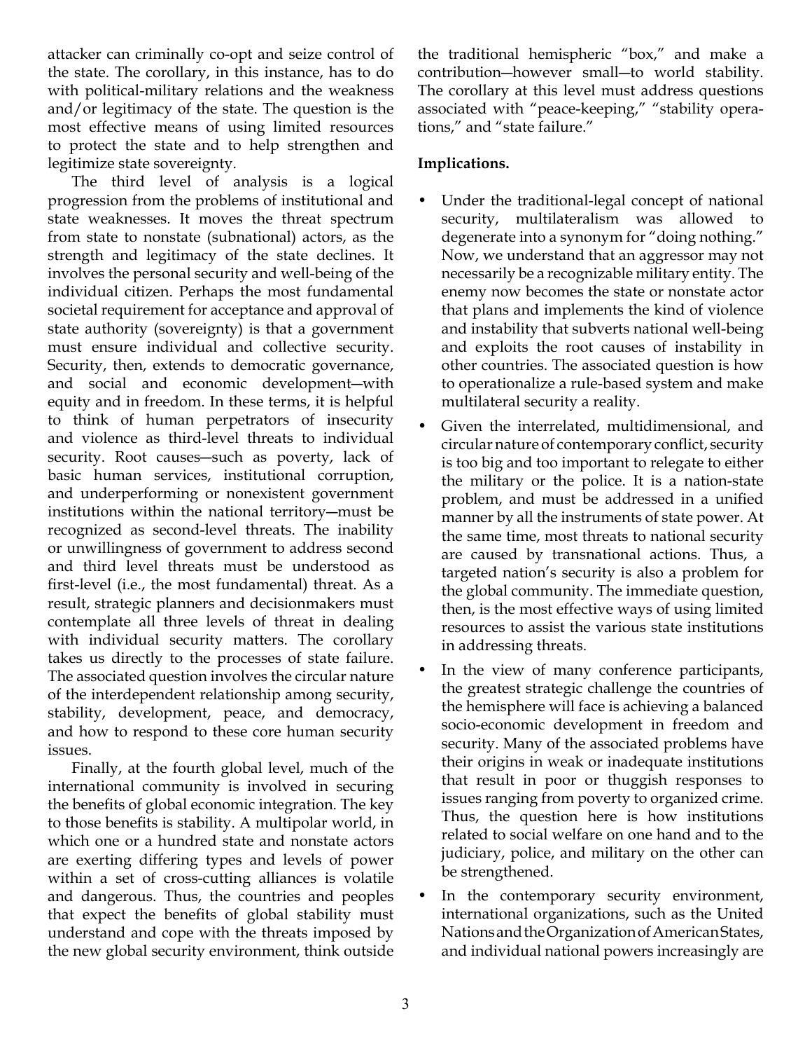attacker can criminally co-opt and seize control of the state. The corollary, in this instance, has to do with political-military relations and the weakness and/or legitimacy of the state. The question is the most effective means of using limited resources to protect the state and to help strengthen and legitimize state sovereignty.

The third level of analysis is a logical progression from the problems of institutional and state weaknesses. It moves the threat spectrum from state to nonstate (subnational) actors, as the strength and legitimacy of the state declines. It involves the personal security and well-being of the individual citizen. Perhaps the most fundamental societal requirement for acceptance and approval of state authority (sovereignty) is that a government must ensure individual and collective security. Security, then, extends to democratic governance, and social and economic development—with equity and in freedom. In these terms, it is helpful to think of human perpetrators of insecurity and violence as third-level threats to individual security. Root causes—such as poverty, lack of basic human services, institutional corruption, and underperforming or nonexistent government institutions within the national territory—must be recognized as second-level threats. The inability or unwillingness of government to address second and third level threats must be understood as first-level (i.e., the most fundamental) threat. As a result, strategic planners and decisionmakers must contemplate all three levels of threat in dealing with individual security matters. The corollary takes us directly to the processes of state failure. The associated question involves the circular nature of the interdependent relationship among security, stability, development, peace, and democracy, and how to respond to these core human security issues.

Finally, at the fourth global level, much of the international community is involved in securing the benefits of global economic integration. The key to those benefits is stability. A multipolar world, in which one or a hundred state and nonstate actors are exerting differing types and levels of power within a set of cross-cutting alliances is volatile and dangerous. Thus, the countries and peoples that expect the benefits of global stability must understand and cope with the threats imposed by the new global security environment, think outside the traditional hemispheric "box," and make a contribution—however small—to world stability. The corollary at this level must address questions associated with "peace-keeping," "stability operations," and "state failure."

**Implications.**

- Under the traditional-legal concept of national security, multilateralism was allowed to degenerate into a synonym for "doing nothing." Now, we understand that an aggressor may not necessarily be a recognizable military entity. The enemy now becomes the state or nonstate actor that plans and implements the kind of violence and instability that subverts national well-being and exploits the root causes of instability in other countries. The associated question is how to operationalize a rule-based system and make multilateral security a reality.
- Given the interrelated, multidimensional, and circular nature of contemporary conflict, security is too big and too important to relegate to either the military or the police. It is a nation-state problem, and must be addressed in a unified manner by all the instruments of state power. At the same time, most threats to national security are caused by transnational actions. Thus, a targeted nation's security is also a problem for the global community. The immediate question, then, is the most effective ways of using limited resources to assist the various state institutions in addressing threats.
- In the view of many conference participants, the greatest strategic challenge the countries of the hemisphere will face is achieving a balanced socio-economic development in freedom and security. Many of the associated problems have their origins in weak or inadequate institutions that result in poor or thuggish responses to issues ranging from poverty to organized crime. Thus, the question here is how institutions related to social welfare on one hand and to the judiciary, police, and military on the other can be strengthened.
- In the contemporary security environment, international organizations, such as the United Nations and the Organization of American States, and individual national powers increasingly are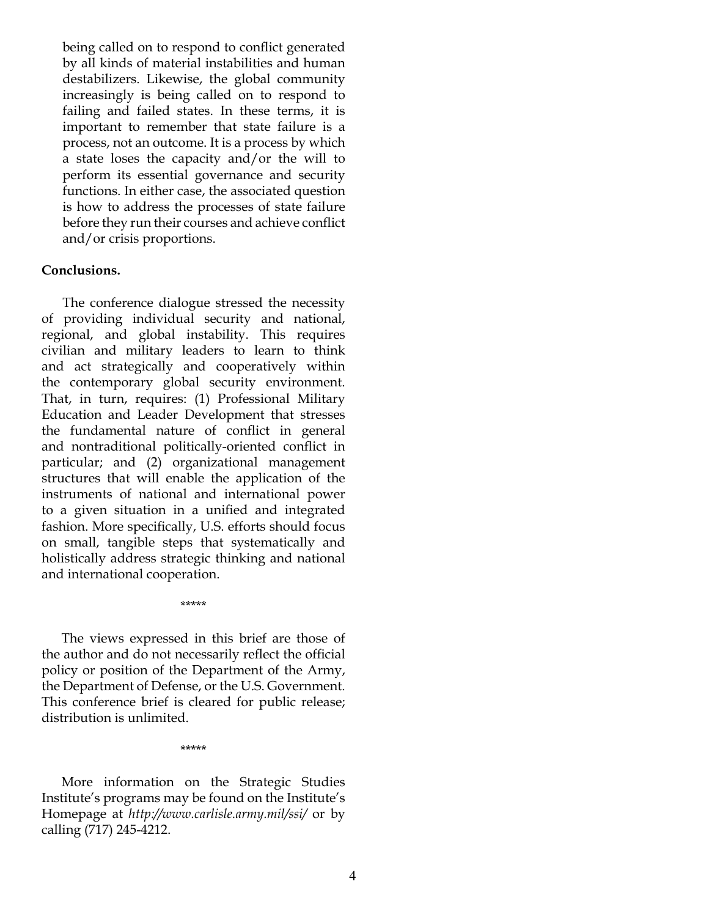being called on to respond to conflict generated by all kinds of material instabilities and human destabilizers. Likewise, the global community increasingly is being called on to respond to failing and failed states. In these terms, it is important to remember that state failure is a process, not an outcome. It is a process by which a state loses the capacity and/or the will to perform its essential governance and security functions. In either case, the associated question is how to address the processes of state failure before they run their courses and achieve conflict and/or crisis proportions.

**Conclusions.**

The conference dialogue stressed the necessity of providing individual security and national, regional, and global instability. This requires civilian and military leaders to learn to think and act strategically and cooperatively within the contemporary global security environment. That, in turn, requires: (1) Professional Military Education and Leader Development that stresses the fundamental nature of conflict in general and nontraditional politically-oriented conflict in particular; and (2) organizational management structures that will enable the application of the instruments of national and international power to a given situation in a unified and integrated fashion. More specifically, U.S. efforts should focus on small, tangible steps that systematically and holistically address strategic thinking and national and international cooperation.

*****

The views expressed in this brief are those of the author and do not necessarily reflect the official policy or position of the Department of the Army, the Department of Defense, or the U.S. Government. This conference brief is cleared for public release; distribution is unlimited.

*****

More information on the Strategic Studies Institute's programs may be found on the Institute's Homepage at *http://www.carlisle.army.mil/ssi/* or by calling (717) 245-4212.